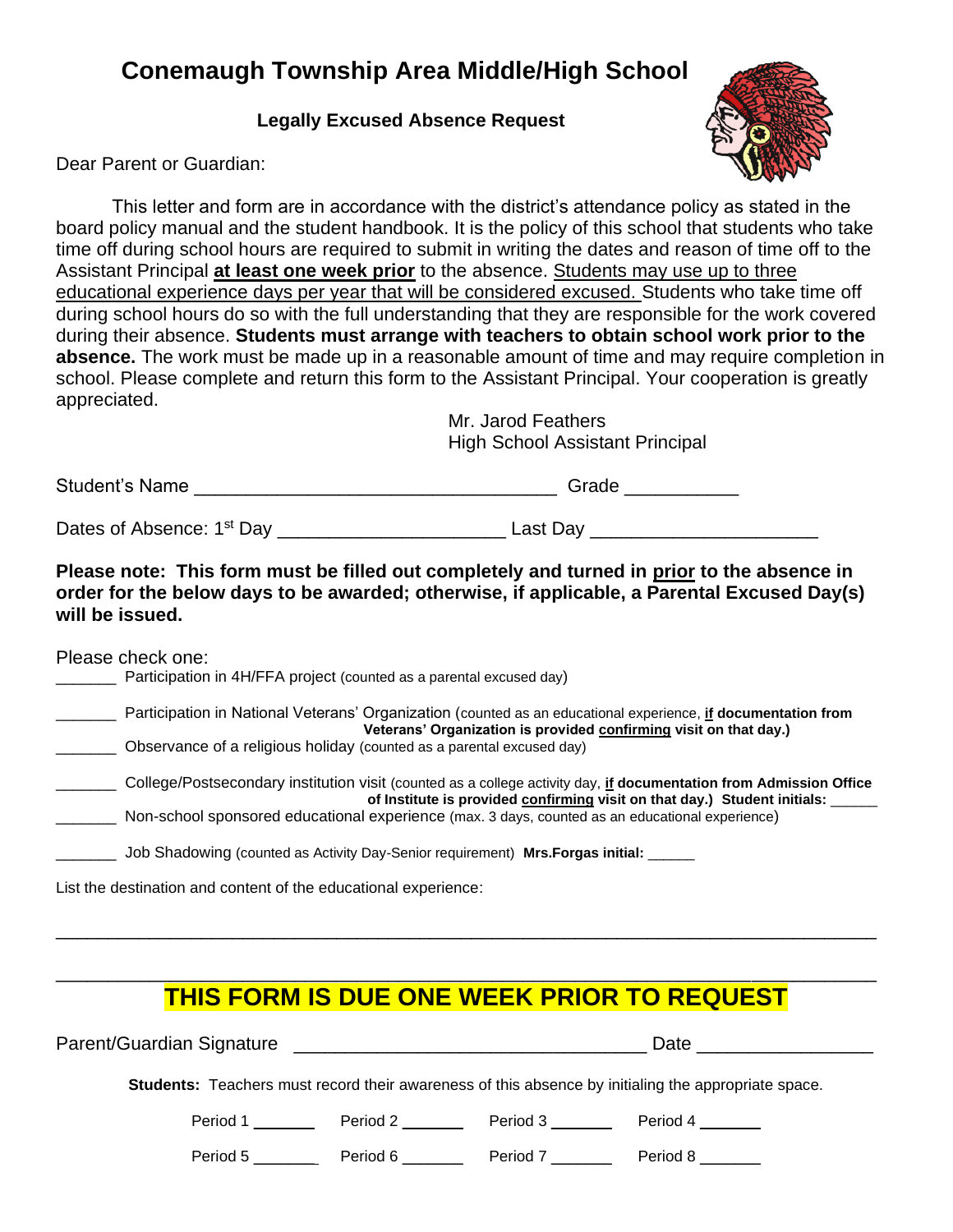# Conemaugh Township Area Middle/High School

### Legally Excused Absence Request

Dear Parent or Guardian:

This letter and form are in accordance with the district's attendance policy as stated in the board policy manual and the student handbook. It is the policy of this school that students who take time off during school hours are required to submit in writing the dates and reason of time off to the Assistant Principal **at least one week prior** to the absence. Students may use up to three educational experience days per year that will be considered excused. Students who take time off during school hours do so with the full understanding that they are responsible for the work covered during their absence. **Students must arrange with teachers to obtain school work prior to the absence.** The work must be made up in a reasonable amount of time and may require completion in school. Please complete and return this form to the Assistant Principal. Your cooperation is greatly appreciated.

Mr. Jarod Feathers
High School Assistant Principal

Student's Name ___________________________________ Grade ___________

Dates of Absence: 1st Day _____________________ Last Day _____________________

**Please note: This form must be filled out completely and turned in prior to the absence in order for the below days to be awarded; otherwise, if applicable, a Parental Excused Day(s) will be issued.**

Please check one:

_______ Participation in 4H/FFA project (counted as a parental excused day)

_______ Participation in National Veterans' Organization (counted as an educational experience, **if documentation from Veterans' Organization is provided confirming visit on that day.)**

_______ Observance of a religious holiday (counted as a parental excused day)

_______ College/Postsecondary institution visit (counted as a college activity day, **if documentation from Admission Office of Institute is provided confirming visit on that day.) Student initials:** ______

_______ Non-school sponsored educational experience (max. 3 days, counted as an educational experience)

_______ Job Shadowing (counted as Activity Day-Senior requirement) **Mrs.Forgas initial:** ______

List the destination and content of the educational experience:

_____________________________________________________________________________

_____________________________________________________________________________

## THIS FORM IS DUE ONE WEEK PRIOR TO REQUEST

Parent/Guardian Signature _________________________________ Date ________________

**Students:** Teachers must record their awareness of this absence by initialing the appropriate space.

Period 1 _______ Period 2 _______ Period 3 _______ Period 4 _______

Period 5 _______ Period 6 _______ Period 7 _______ Period 8 _______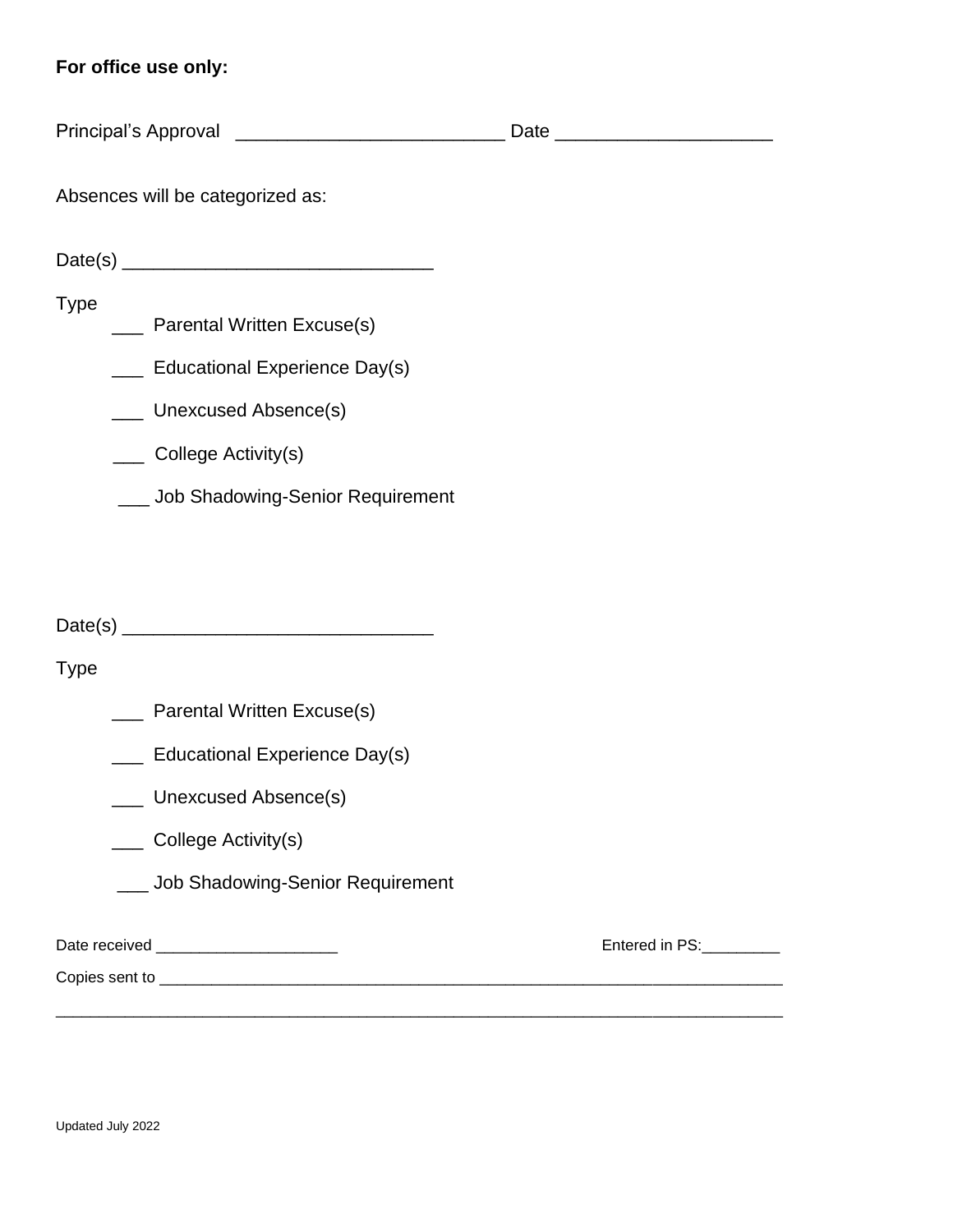**For office use only:**

Principal's Approval _________________________ Date ____________________

Absences will be categorized as:

Date(s) ____________________________

Type

___ Parental Written Excuse(s)

___ Educational Experience Day(s)

___ Unexcused Absence(s)

___ College Activity(s)

___ Job Shadowing-Senior Requirement

Date(s) ____________________________

Type

___ Parental Written Excuse(s)

___ Educational Experience Day(s)

___ Unexcused Absence(s)

___ College Activity(s)

___ Job Shadowing-Senior Requirement

Date received ____________________ Entered in PS:_________

Copies sent to ______________________________________________________________________

______________________________________________________________________________

Updated July 2022